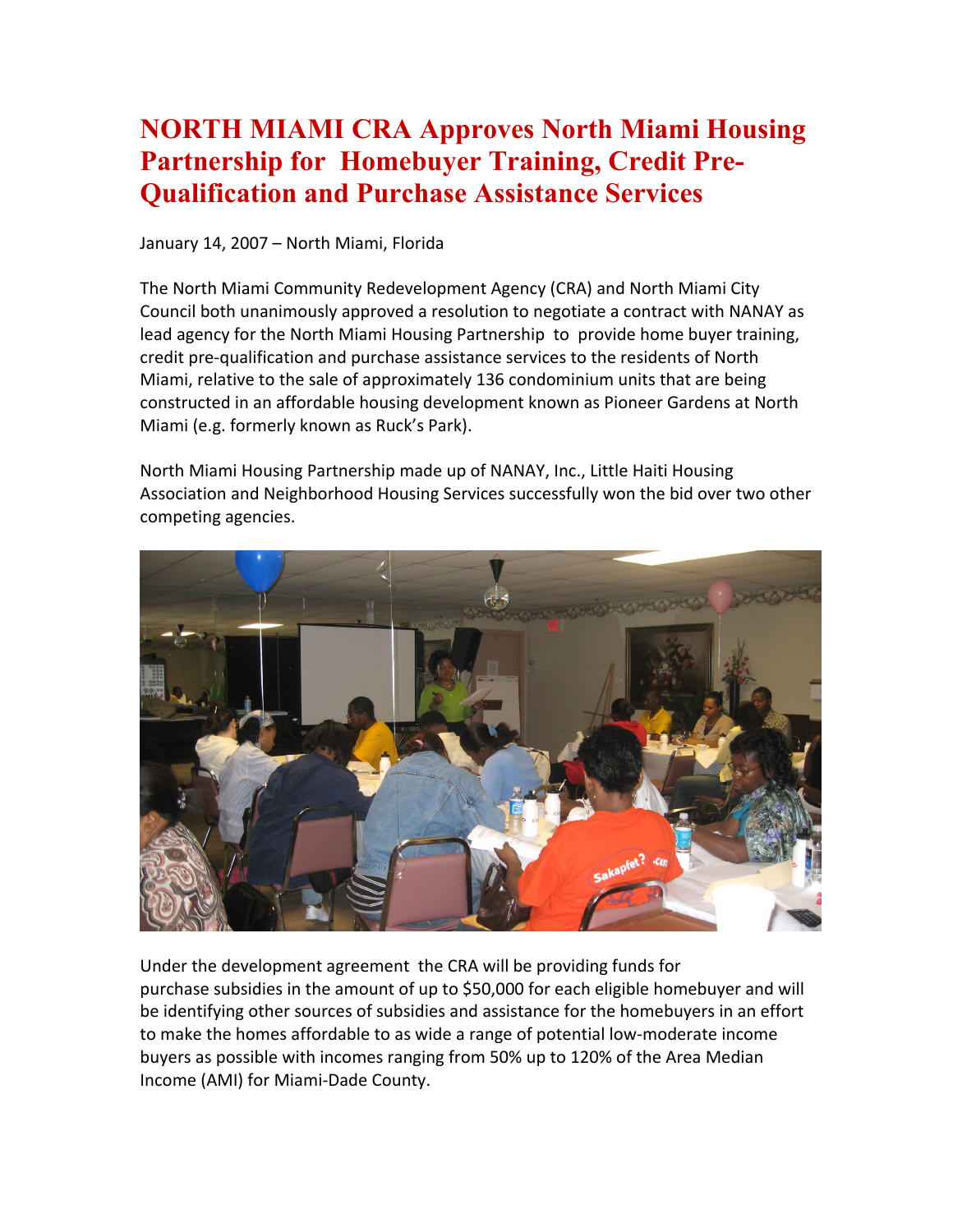# NORTH MIAMI CRA Approves North Miami Housing Partnership for Homebuyer Training, Credit Pre-Qualification and Purchase Assistance Services

January 14, 2007 – North Miami, Florida

The North Miami Community Redevelopment Agency (CRA) and North Miami City Council both unanimously approved a resolution to negotiate a contract with NANAY as lead agency for the North Miami Housing Partnership to provide home buyer training, credit pre-qualification and purchase assistance services to the residents of North Miami, relative to the sale of approximately 136 condominium units that are being constructed in an affordable housing development known as Pioneer Gardens at North Miami (e.g. formerly known as Ruck's Park).

North Miami Housing Partnership made up of NANAY, Inc., Little Haiti Housing Association and Neighborhood Housing Services successfully won the bid over two other competing agencies.

Under the development agreement the CRA will be providing funds for purchase subsidies in the amount of up to $50,000 for each eligible homebuyer and will be identifying other sources of subsidies and assistance for the homebuyers in an effort to make the homes affordable to as wide a range of potential low-moderate income buyers as possible with incomes ranging from 50% up to 120% of the Area Median Income (AMI) for Miami-Dade County.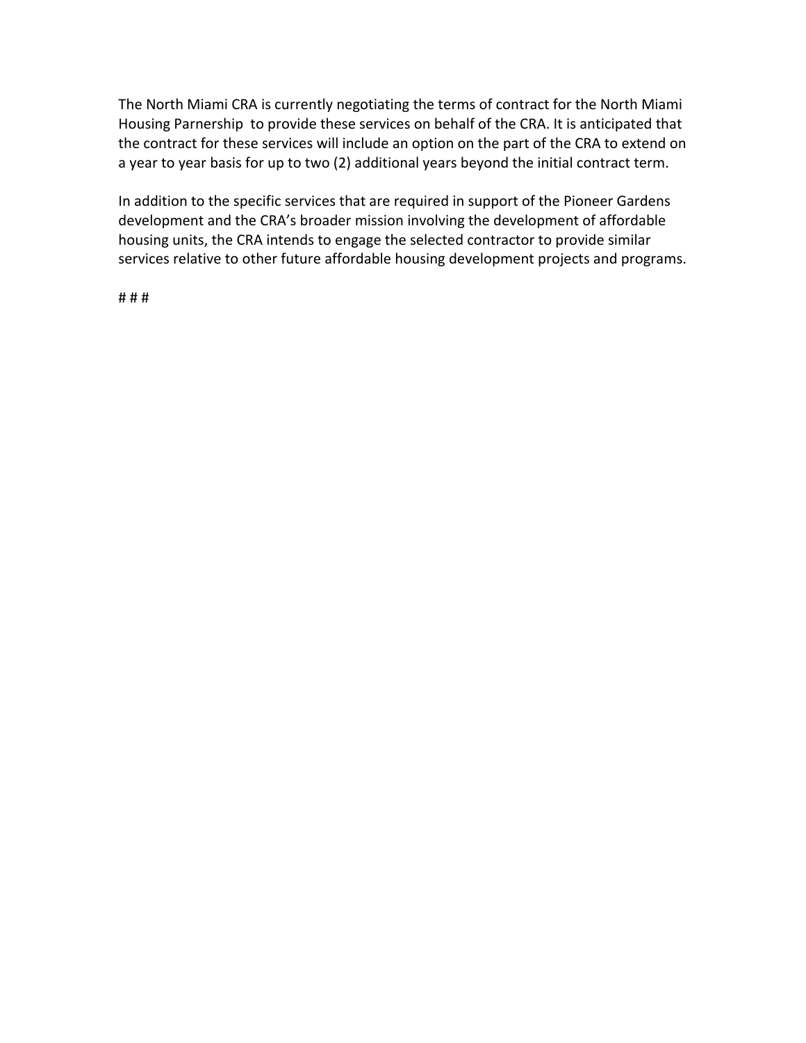The North Miami CRA is currently negotiating the terms of contract for the North Miami Housing Parnership to provide these services on behalf of the CRA. It is anticipated that the contract for these services will include an option on the part of the CRA to extend on a year to year basis for up to two (2) additional years beyond the initial contract term.

In addition to the specific services that are required in support of the Pioneer Gardens development and the CRA's broader mission involving the development of affordable housing units, the CRA intends to engage the selected contractor to provide similar services relative to other future affordable housing development projects and programs.

# # #